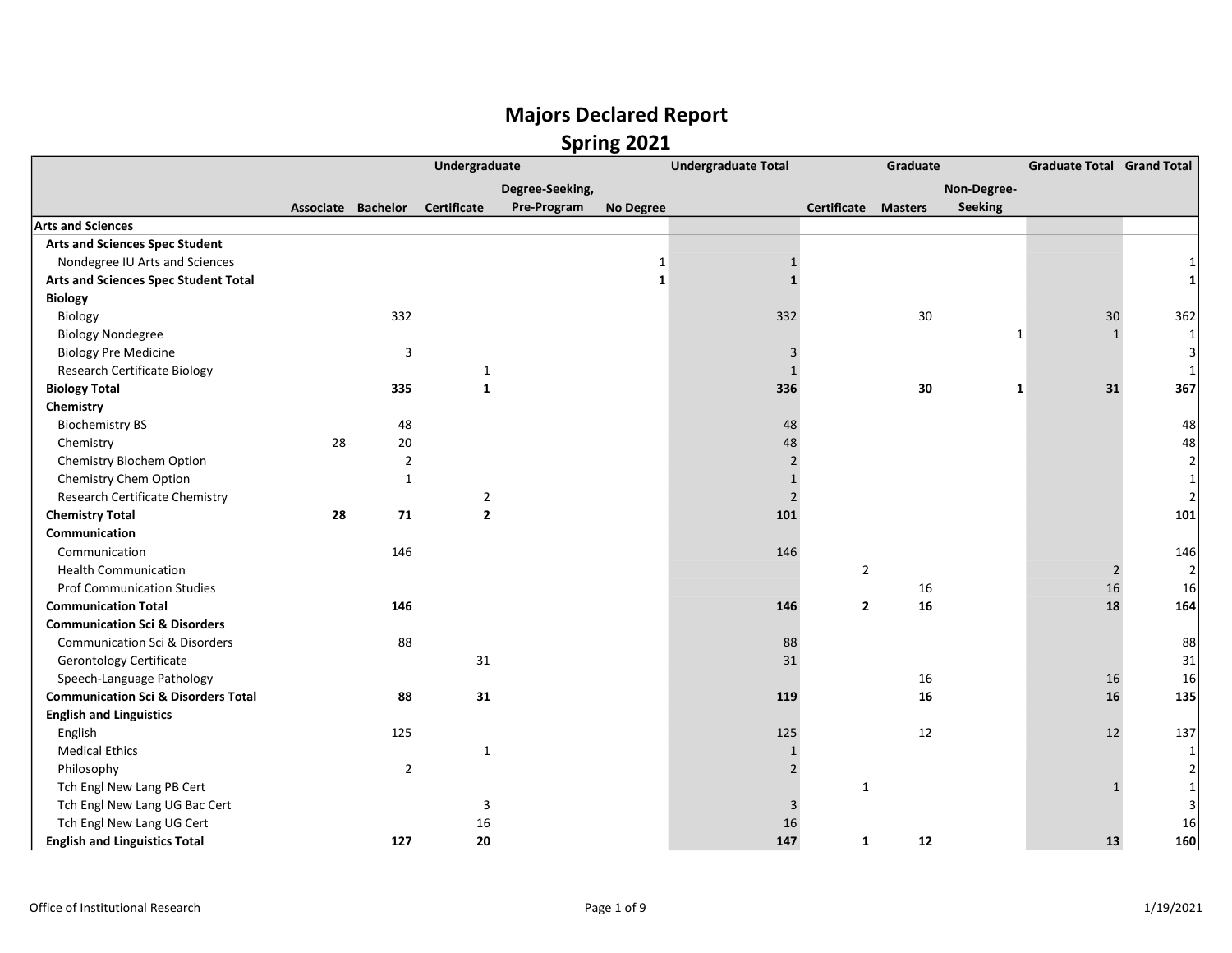# Majors Declared Report
## Spring 2021

| | Undergraduate | | | | | Undergraduate Total | Graduate | | | Graduate Total | Grand Total |
|---|---|---|---|---|---|---|---|---|---|---|---|
| | Associate | Bachelor | Certificate | Degree-Seeking, Pre-Program | No Degree | | Certificate | Masters | Non-Degree-Seeking | | |
| **Arts and Sciences** | | | | | | | | | | | |
| **Arts and Sciences Spec Student** | | | | | | | | | | | |
| Nondegree IU Arts and Sciences | | | | | 1 | 1 | | | | | 1 |
| **Arts and Sciences Spec Student Total** | | | | | **1** | **1** | | | | | **1** |
| **Biology** | | | | | | | | | | | |
| Biology | | 332 | | | | 332 | | 30 | | 30 | 362 |
| Biology Nondegree | | | | | | | | | 1 | 1 | 1 |
| Biology Pre Medicine | | 3 | | | | 3 | | | | | 3 |
| Research Certificate Biology | | | 1 | | | 1 | | | | | 1 |
| **Biology Total** | | **335** | **1** | | | **336** | | **30** | **1** | **31** | **367** |
| **Chemistry** | | | | | | | | | | | |
| Biochemistry BS | | 48 | | | | 48 | | | | | 48 |
| Chemistry | 28 | 20 | | | | 48 | | | | | 48 |
| Chemistry Biochem Option | | 2 | | | | 2 | | | | | 2 |
| Chemistry Chem Option | | 1 | | | | 1 | | | | | 1 |
| Research Certificate Chemistry | | | 2 | | | 2 | | | | | 2 |
| **Chemistry Total** | **28** | **71** | **2** | | | **101** | | | | | **101** |
| **Communication** | | | | | | | | | | | |
| Communication | | 146 | | | | 146 | | | | | 146 |
| Health Communication | | | | | | | 2 | | | 2 | 2 |
| Prof Communication Studies | | | | | | | | 16 | | 16 | 16 |
| **Communication Total** | | **146** | | | | **146** | **2** | **16** | | **18** | **164** |
| **Communication Sci & Disorders** | | | | | | | | | | | |
| Communication Sci & Disorders | | 88 | | | | 88 | | | | | 88 |
| Gerontology Certificate | | | 31 | | | 31 | | | | | 31 |
| Speech-Language Pathology | | | | | | | | 16 | | 16 | 16 |
| **Communication Sci & Disorders Total** | | **88** | **31** | | | **119** | | **16** | | **16** | **135** |
| **English and Linguistics** | | | | | | | | | | | |
| English | | 125 | | | | 125 | | 12 | | 12 | 137 |
| Medical Ethics | | | 1 | | | 1 | | | | | 1 |
| Philosophy | | 2 | | | | 2 | | | | | 2 |
| Tch Engl New Lang PB Cert | | | | | | | 1 | | | 1 | 1 |
| Tch Engl New Lang UG Bac Cert | | | 3 | | | 3 | | | | | 3 |
| Tch Engl New Lang UG Cert | | | 16 | | | 16 | | | | | 16 |
| **English and Linguistics Total** | | **127** | **20** | | | **147** | **1** | **12** | | **13** | **160** |

Office of Institutional Research

1/19/2021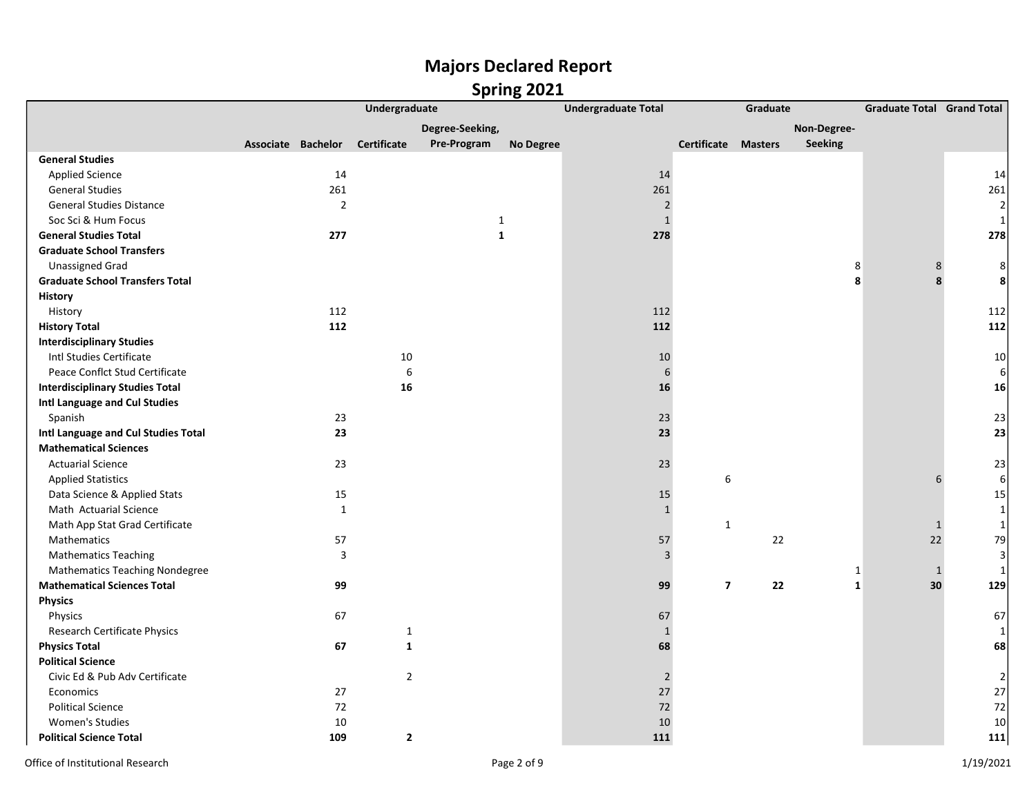# Majors Declared Report

## Spring 2021

| | Undergraduate | | | | | Undergraduate Total | Graduate | | | Graduate Total | Grand Total |
|---|---|---|---|---|---|---|---|---|---|---|---|
| | Associate | Bachelor | Certificate | Degree-Seeking, Pre-Program | No Degree | | Certificate | Masters | Non-Degree-Seeking | | |
| **General Studies** | | | | | | | | | | | |
| Applied Science | | 14 | | | | 14 | | | | | 14 |
| General Studies | | 261 | | | | 261 | | | | | 261 |
| General Studies Distance | | 2 | | | | 2 | | | | | 2 |
| Soc Sci & Hum Focus | | | | | 1 | 1 | | | | | 1 |
| **General Studies Total** | | **277** | | | **1** | **278** | | | | | **278** |
| **Graduate School Transfers** | | | | | | | | | | | |
| Unassigned Grad | | | | | | | | | 8 | 8 | 8 |
| **Graduate School Transfers Total** | | | | | | | | | **8** | **8** | **8** |
| **History** | | | | | | | | | | | |
| History | | 112 | | | | 112 | | | | | 112 |
| **History Total** | | **112** | | | | **112** | | | | | **112** |
| **Interdisciplinary Studies** | | | | | | | | | | | |
| Intl Studies Certificate | | | 10 | | | 10 | | | | | 10 |
| Peace Conflct Stud Certificate | | | 6 | | | 6 | | | | | 6 |
| **Interdisciplinary Studies Total** | | | **16** | | | **16** | | | | | **16** |
| **Intl Language and Cul Studies** | | | | | | | | | | | |
| Spanish | | 23 | | | | 23 | | | | | 23 |
| **Intl Language and Cul Studies Total** | | **23** | | | | **23** | | | | | **23** |
| **Mathematical Sciences** | | | | | | | | | | | |
| Actuarial Science | | 23 | | | | 23 | | | | | 23 |
| Applied Statistics | | | | | | | 6 | | | 6 | 6 |
| Data Science & Applied Stats | | 15 | | | | 15 | | | | | 15 |
| Math Actuarial Science | | 1 | | | | 1 | | | | | 1 |
| Math App Stat Grad Certificate | | | | | | | 1 | | | 1 | 1 |
| Mathematics | | 57 | | | | 57 | | 22 | | 22 | 79 |
| Mathematics Teaching | | 3 | | | | 3 | | | | | 3 |
| Mathematics Teaching Nondegree | | | | | | | | | 1 | 1 | 1 |
| **Mathematical Sciences Total** | | **99** | | | | **99** | **7** | **22** | **1** | **30** | **129** |
| **Physics** | | | | | | | | | | | |
| Physics | | 67 | | | | 67 | | | | | 67 |
| Research Certificate Physics | | | 1 | | | 1 | | | | | 1 |
| **Physics Total** | | **67** | **1** | | | **68** | | | | | **68** |
| **Political Science** | | | | | | | | | | | |
| Civic Ed & Pub Adv Certificate | | | 2 | | | 2 | | | | | 2 |
| Economics | | 27 | | | | 27 | | | | | 27 |
| Political Science | | 72 | | | | 72 | | | | | 72 |
| Women's Studies | | 10 | | | | 10 | | | | | 10 |
| **Political Science Total** | | **109** | **2** | | | **111** | | | | | **111** |

Office of Institutional Research 1/19/2021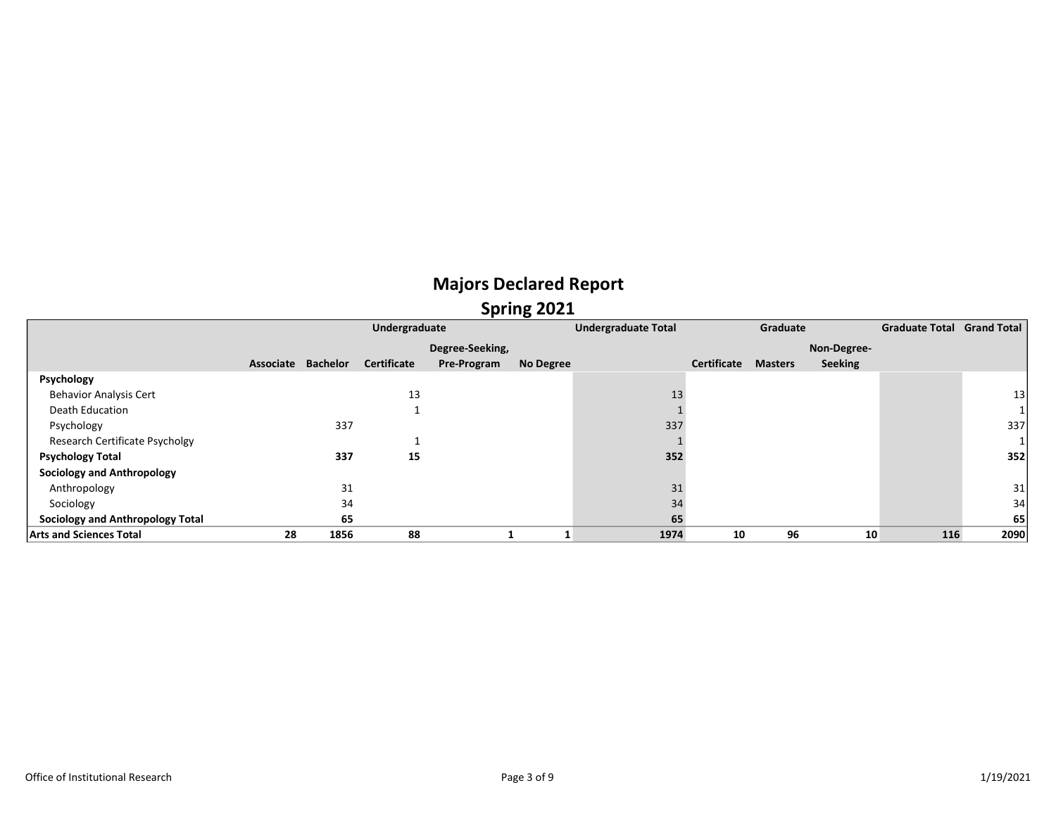# Majors Declared Report

## Spring 2021

| | Undergraduate | | | | | Undergraduate Total | Graduate | | | Graduate Total | Grand Total |
|---|---|---|---|---|---|---|---|---|---|---|---|
| | Associate | Bachelor | Certificate | Degree-Seeking, Pre-Program | No Degree | | Certificate | Masters | Non-Degree-Seeking | | |
| **Psychology** | | | | | | | | | | | |
| Behavior Analysis Cert | | | 13 | | | 13 | | | | | 13 |
| Death Education | | | 1 | | | 1 | | | | | 1 |
| Psychology | | 337 | | | | 337 | | | | | 337 |
| Research Certificate Psycholgy | | | 1 | | | 1 | | | | | 1 |
| **Psychology Total** | | **337** | **15** | | | **352** | | | | | **352** |
| **Sociology and Anthropology** | | | | | | | | | | | |
| Anthropology | | 31 | | | | 31 | | | | | 31 |
| Sociology | | 34 | | | | 34 | | | | | 34 |
| **Sociology and Anthropology Total** | | **65** | | | | **65** | | | | | **65** |
| **Arts and Sciences Total** | **28** | **1856** | **88** | **1** | **1** | **1974** | **10** | **96** | **10** | **116** | **2090** |

Office of Institutional Research

1/19/2021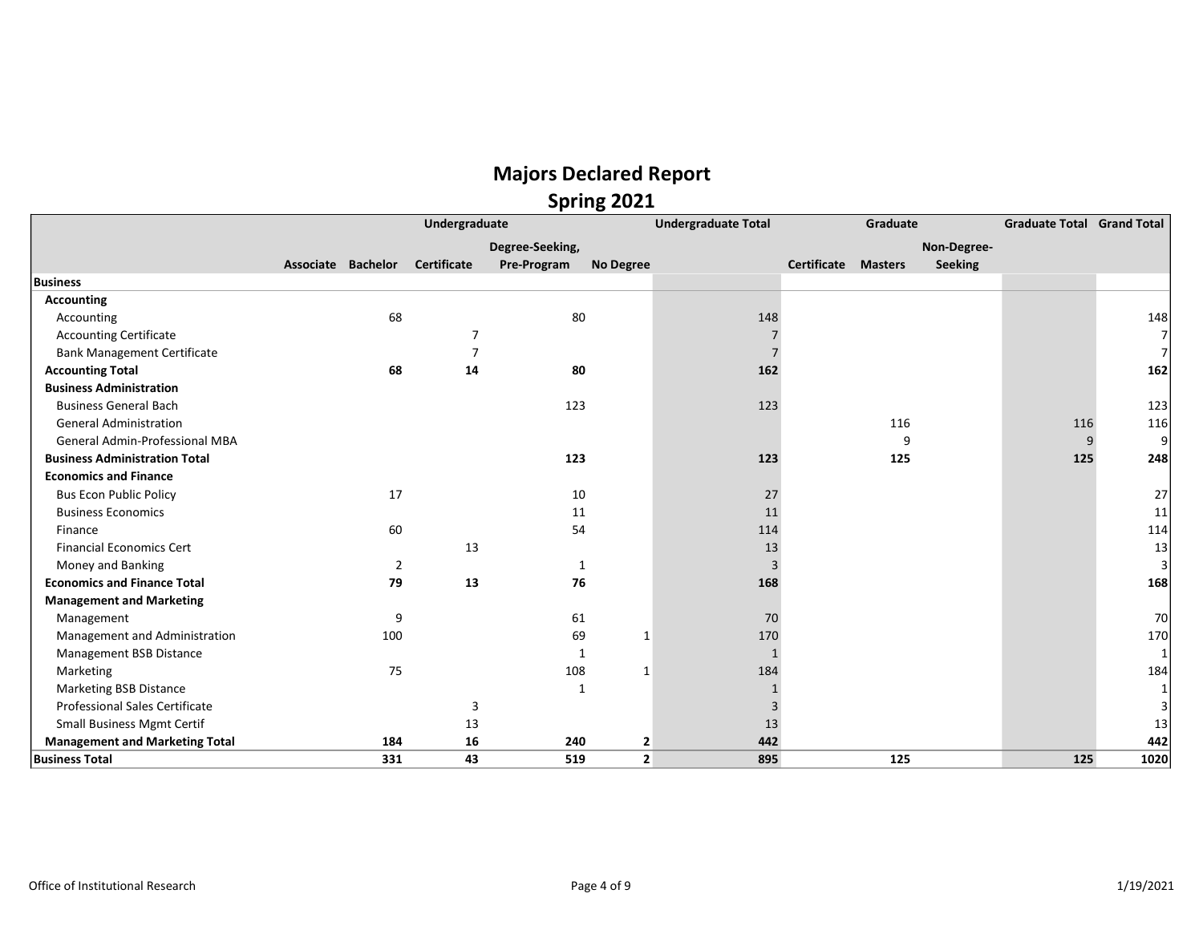# Majors Declared Report

## Spring 2021

| | Undergraduate | | | | | Undergraduate Total | Graduate | | | Graduate Total | Grand Total |
|---|---|---|---|---|---|---|---|---|---|---|---|
| | Associate | Bachelor | Certificate | Degree-Seeking, Pre-Program | No Degree | | Certificate | Masters | Non-Degree-Seeking | | |
| **Business** | | | | | | | | | | | |
| **Accounting** | | | | | | | | | | | |
| Accounting | | 68 | | 80 | | 148 | | | | | 148 |
| Accounting Certificate | | | 7 | | | 7 | | | | | 7 |
| Bank Management Certificate | | | 7 | | | 7 | | | | | 7 |
| **Accounting Total** | | **68** | **14** | **80** | | **162** | | | | | **162** |
| **Business Administration** | | | | | | | | | | | |
| Business General Bach | | | | 123 | | 123 | | | | | 123 |
| General Administration | | | | | | | | 116 | | 116 | 116 |
| General Admin-Professional MBA | | | | | | | | 9 | | 9 | 9 |
| **Business Administration Total** | | | | **123** | | **123** | | **125** | | **125** | **248** |
| **Economics and Finance** | | | | | | | | | | | |
| Bus Econ Public Policy | | 17 | | 10 | | 27 | | | | | 27 |
| Business Economics | | | | 11 | | 11 | | | | | 11 |
| Finance | | 60 | | 54 | | 114 | | | | | 114 |
| Financial Economics Cert | | | 13 | | | 13 | | | | | 13 |
| Money and Banking | | 2 | | 1 | | 3 | | | | | 3 |
| **Economics and Finance Total** | | **79** | **13** | **76** | | **168** | | | | | **168** |
| **Management and Marketing** | | | | | | | | | | | |
| Management | | 9 | | 61 | | 70 | | | | | 70 |
| Management and Administration | | 100 | | 69 | 1 | 170 | | | | | 170 |
| Management BSB Distance | | | | 1 | | 1 | | | | | 1 |
| Marketing | | 75 | | 108 | 1 | 184 | | | | | 184 |
| Marketing BSB Distance | | | | 1 | | 1 | | | | | 1 |
| Professional Sales Certificate | | | 3 | | | 3 | | | | | 3 |
| Small Business Mgmt Certif | | | 13 | | | 13 | | | | | 13 |
| **Management and Marketing Total** | | **184** | **16** | **240** | **2** | **442** | | | | | **442** |
| **Business Total** | | **331** | **43** | **519** | **2** | **895** | | **125** | | **125** | **1020** |

Office of Institutional Research

1/19/2021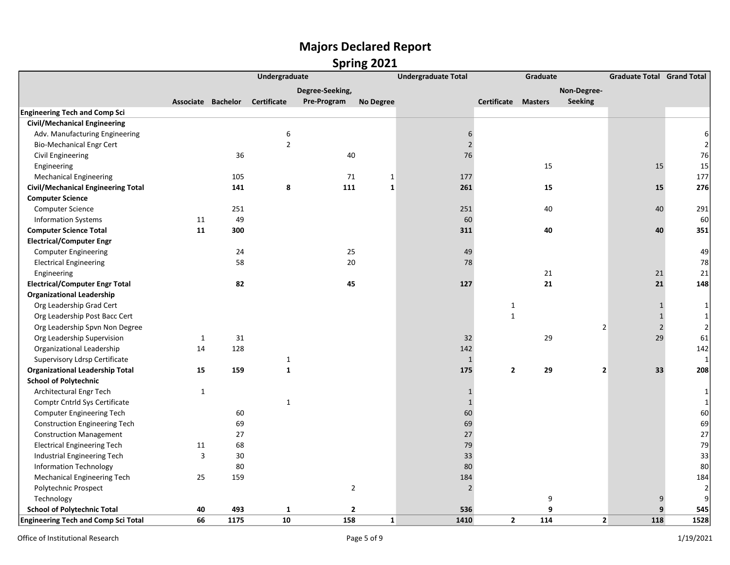# Majors Declared Report

## Spring 2021

| | Undergraduate | | | | | Undergraduate Total | Graduate | | | Graduate Total | Grand Total |
|---|---|---|---|---|---|---|---|---|---|---|---|
| | Associate | Bachelor | Certificate | Degree-Seeking, Pre-Program | No Degree | | Certificate | Masters | Non-Degree-Seeking | | |
| **Engineering Tech and Comp Sci** | | | | | | | | | | | |
| **Civil/Mechanical Engineering** | | | | | | | | | | | |
| Adv. Manufacturing Engineering | | | 6 | | | 6 | | | | | 6 |
| Bio-Mechanical Engr Cert | | | 2 | | | 2 | | | | | 2 |
| Civil Engineering | | 36 | | 40 | | 76 | | | | | 76 |
| Engineering | | | | | | | | 15 | | 15 | 15 |
| Mechanical Engineering | | 105 | | 71 | 1 | 177 | | | | | 177 |
| **Civil/Mechanical Engineering Total** | | **141** | **8** | **111** | **1** | **261** | | **15** | | **15** | **276** |
| **Computer Science** | | | | | | | | | | | |
| Computer Science | | 251 | | | | 251 | | 40 | | 40 | 291 |
| Information Systems | 11 | 49 | | | | 60 | | | | | 60 |
| **Computer Science Total** | **11** | **300** | | | | **311** | | **40** | | **40** | **351** |
| **Electrical/Computer Engr** | | | | | | | | | | | |
| Computer Engineering | | 24 | | 25 | | 49 | | | | | 49 |
| Electrical Engineering | | 58 | | 20 | | 78 | | | | | 78 |
| Engineering | | | | | | | | 21 | | 21 | 21 |
| **Electrical/Computer Engr Total** | | **82** | | **45** | | **127** | | **21** | | **21** | **148** |
| **Organizational Leadership** | | | | | | | | | | | |
| Org Leadership Grad Cert | | | | | | | 1 | | | 1 | 1 |
| Org Leadership Post Bacc Cert | | | | | | | 1 | | | 1 | 1 |
| Org Leadership Spvn Non Degree | | | | | | | | | 2 | 2 | 2 |
| Org Leadership Supervision | 1 | 31 | | | | 32 | | 29 | | 29 | 61 |
| Organizational Leadership | 14 | 128 | | | | 142 | | | | | 142 |
| Supervisory Ldrsp Certificate | | | 1 | | | 1 | | | | | 1 |
| **Organizational Leadership Total** | **15** | **159** | **1** | | | **175** | **2** | **29** | **2** | **33** | **208** |
| **School of Polytechnic** | | | | | | | | | | | |
| Architectural Engr Tech | 1 | | | | | 1 | | | | | 1 |
| Comptr Cntrld Sys Certificate | | | 1 | | | 1 | | | | | 1 |
| Computer Engineering Tech | | 60 | | | | 60 | | | | | 60 |
| Construction Engineering Tech | | 69 | | | | 69 | | | | | 69 |
| Construction Management | | 27 | | | | 27 | | | | | 27 |
| Electrical Engineering Tech | 11 | 68 | | | | 79 | | | | | 79 |
| Industrial Engineering Tech | 3 | 30 | | | | 33 | | | | | 33 |
| Information Technology | | 80 | | | | 80 | | | | | 80 |
| Mechanical Engineering Tech | 25 | 159 | | | | 184 | | | | | 184 |
| Polytechnic Prospect | | | | 2 | | 2 | | | | | 2 |
| Technology | | | | | | | | 9 | | 9 | 9 |
| **School of Polytechnic Total** | **40** | **493** | **1** | **2** | | **536** | | **9** | | **9** | **545** |
| **Engineering Tech and Comp Sci Total** | **66** | **1175** | **10** | **158** | **1** | **1410** | **2** | **114** | **2** | **118** | **1528** |

Office of Institutional Research — 1/19/2021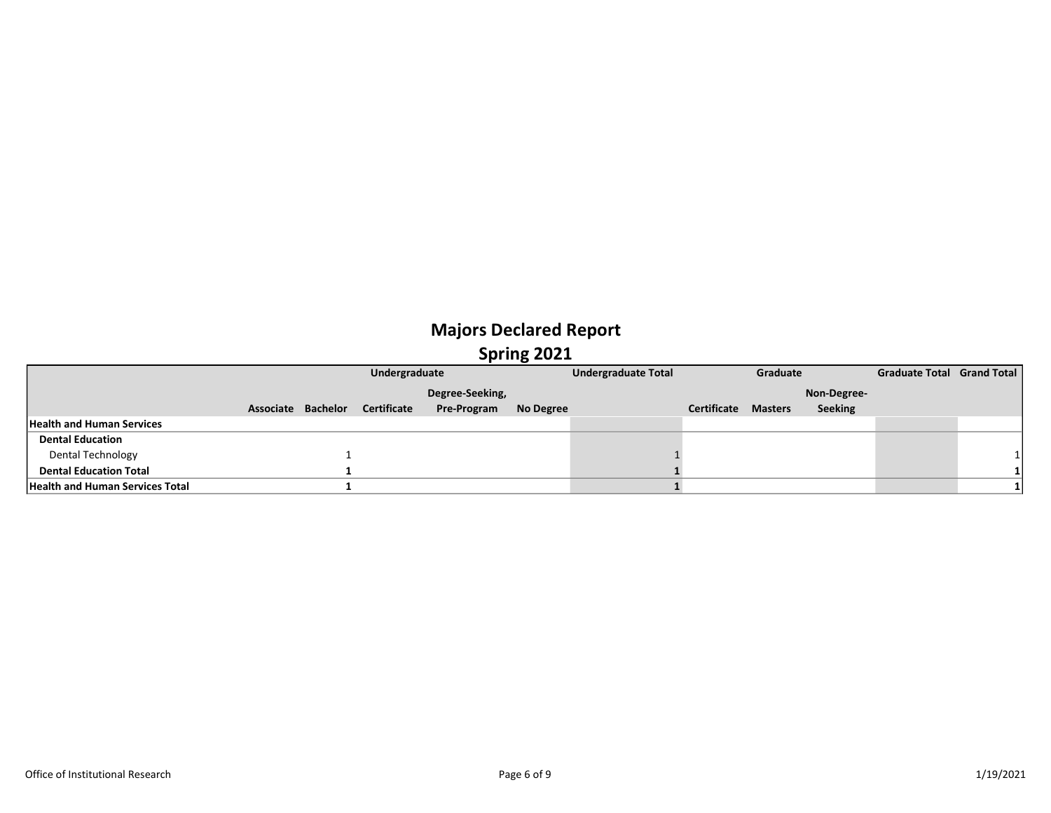# Majors Declared Report

## Spring 2021

| | Undergraduate | | | | | Undergraduate Total | Graduate | | | Graduate Total | Grand Total |
|---|---|---|---|---|---|---|---|---|---|---|---|
| | Associate | Bachelor | Certificate | Degree-Seeking, Pre-Program | No Degree | | Certificate | Masters | Non-Degree-Seeking | | |
| **Health and Human Services** | | | | | | | | | | | |
| **Dental Education** | | | | | | | | | | | |
| Dental Technology | | 1 | | | | 1 | | | | | 1 |
| **Dental Education Total** | | **1** | | | | **1** | | | | | **1** |
| **Health and Human Services Total** | | **1** | | | | **1** | | | | | **1** |

Office of Institutional Research

1/19/2021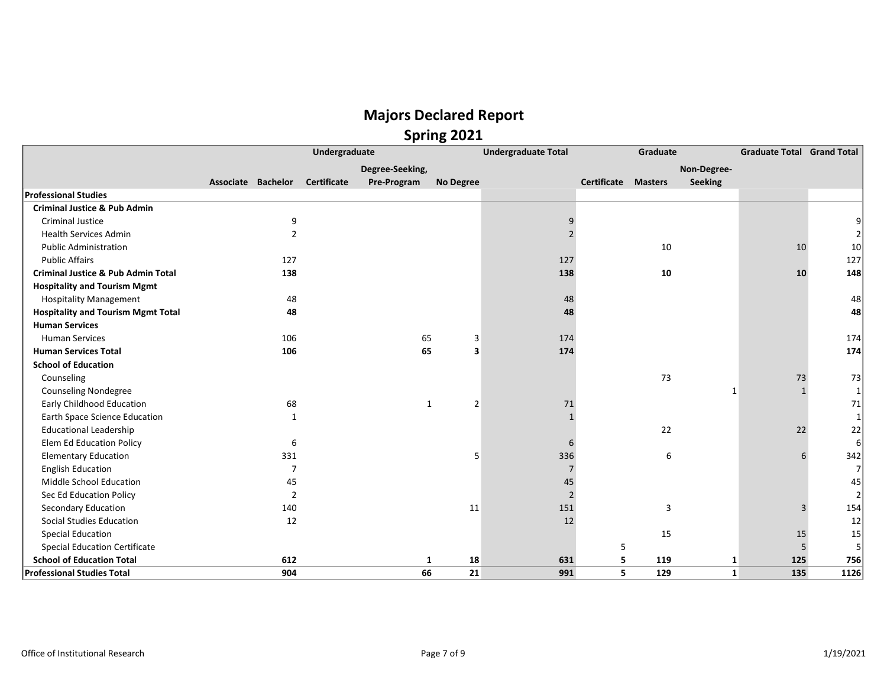# Majors Declared Report
## Spring 2021

| | Undergraduate | | | | | Undergraduate Total | Graduate | | | Graduate Total | Grand Total |
|---|---|---|---|---|---|---|---|---|---|---|---|
| | Associate | Bachelor | Certificate | Degree-Seeking, Pre-Program | No Degree | | Certificate | Masters | Non-Degree-Seeking | | |
| **Professional Studies** | | | | | | | | | | | |
| **Criminal Justice & Pub Admin** | | | | | | | | | | | |
| Criminal Justice | | 9 | | | | 9 | | | | | 9 |
| Health Services Admin | | 2 | | | | 2 | | | | | 2 |
| Public Administration | | | | | | | | 10 | | 10 | 10 |
| Public Affairs | | 127 | | | | 127 | | | | | 127 |
| **Criminal Justice & Pub Admin Total** | | **138** | | | | **138** | | **10** | | **10** | **148** |
| **Hospitality and Tourism Mgmt** | | | | | | | | | | | |
| Hospitality Management | | 48 | | | | 48 | | | | | 48 |
| **Hospitality and Tourism Mgmt Total** | | **48** | | | | **48** | | | | | **48** |
| **Human Services** | | | | | | | | | | | |
| Human Services | | 106 | | 65 | 3 | 174 | | | | | 174 |
| **Human Services Total** | | **106** | | **65** | **3** | **174** | | | | | **174** |
| **School of Education** | | | | | | | | | | | |
| Counseling | | | | | | | | 73 | | 73 | 73 |
| Counseling Nondegree | | | | | | | | | 1 | 1 | 1 |
| Early Childhood Education | | 68 | | 1 | 2 | 71 | | | | | 71 |
| Earth Space Science Education | | 1 | | | | 1 | | | | | 1 |
| Educational Leadership | | | | | | | | 22 | | 22 | 22 |
| Elem Ed Education Policy | | 6 | | | | 6 | | | | | 6 |
| Elementary Education | | 331 | | | 5 | 336 | | 6 | | 6 | 342 |
| English Education | | 7 | | | | 7 | | | | | 7 |
| Middle School Education | | 45 | | | | 45 | | | | | 45 |
| Sec Ed Education Policy | | 2 | | | | 2 | | | | | 2 |
| Secondary Education | | 140 | | | 11 | 151 | | 3 | | 3 | 154 |
| Social Studies Education | | 12 | | | | 12 | | | | | 12 |
| Special Education | | | | | | | | 15 | | 15 | 15 |
| Special Education Certificate | | | | | | | 5 | | | 5 | 5 |
| **School of Education Total** | | **612** | | **1** | **18** | **631** | **5** | **119** | **1** | **125** | **756** |
| **Professional Studies Total** | | **904** | | **66** | **21** | **991** | **5** | **129** | **1** | **135** | **1126** |

Office of Institutional Research | 1/19/2021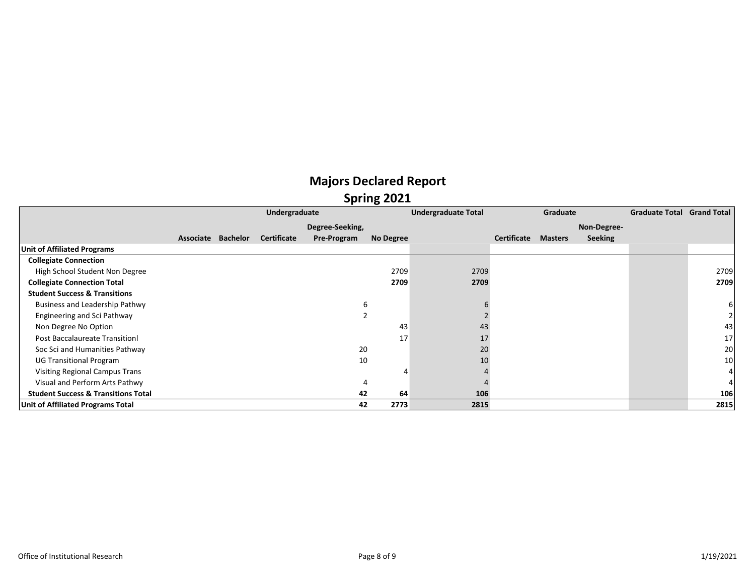# Majors Declared Report

## Spring 2021

| | Undergraduate | | | | | Undergraduate Total | Graduate | | | Graduate Total | Grand Total |
|---|---|---|---|---|---|---|---|---|---|---|---|
| | Associate | Bachelor | Certificate | Degree-Seeking, Pre-Program | No Degree | | Certificate | Masters | Non-Degree-Seeking | | |
| **Unit of Affiliated Programs** | | | | | | | | | | | |
| **Collegiate Connection** | | | | | | | | | | | |
| High School Student Non Degree | | | | | 2709 | 2709 | | | | | 2709 |
| **Collegiate Connection Total** | | | | | **2709** | **2709** | | | | | **2709** |
| **Student Success & Transitions** | | | | | | | | | | | |
| Business and Leadership Pathwy | | | | 6 | | 6 | | | | | 6 |
| Engineering and Sci Pathway | | | | 2 | | 2 | | | | | 2 |
| Non Degree No Option | | | | | 43 | 43 | | | | | 43 |
| Post Baccalaureate Transitionl | | | | | 17 | 17 | | | | | 17 |
| Soc Sci and Humanities Pathway | | | | 20 | | 20 | | | | | 20 |
| UG Transitional Program | | | | 10 | | 10 | | | | | 10 |
| Visiting Regional Campus Trans | | | | | 4 | 4 | | | | | 4 |
| Visual and Perform Arts Pathwy | | | | 4 | | 4 | | | | | 4 |
| **Student Success & Transitions Total** | | | | **42** | **64** | **106** | | | | | **106** |
| **Unit of Affiliated Programs Total** | | | | **42** | **2773** | **2815** | | | | | **2815** |

Office of Institutional Research

1/19/2021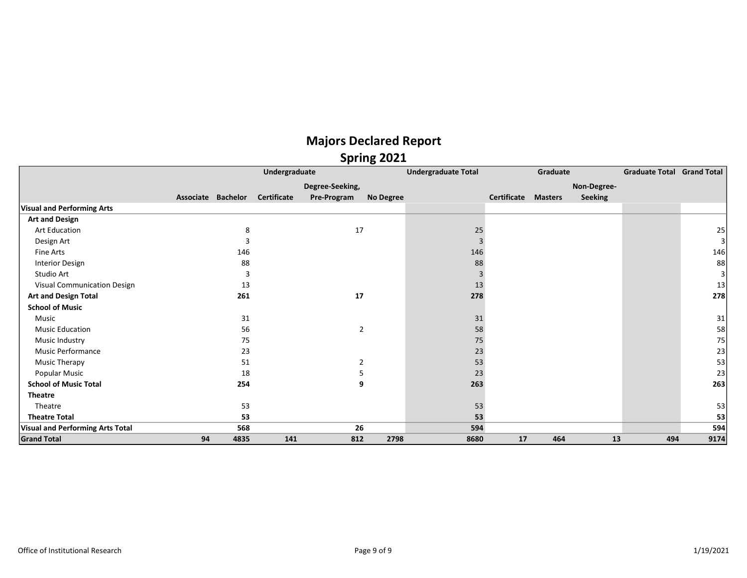# Majors Declared Report
## Spring 2021

| | Undergraduate | | | | | Undergraduate Total | Graduate | | | Graduate Total | Grand Total |
|---|---|---|---|---|---|---|---|---|---|---|---|
| | Associate | Bachelor | Certificate | Degree-Seeking, Pre-Program | No Degree | | Certificate | Masters | Non-Degree-Seeking | | |
| **Visual and Performing Arts** | | | | | | | | | | | |
| **Art and Design** | | | | | | | | | | | |
| Art Education | | 8 | | 17 | | 25 | | | | | 25 |
| Design Art | | 3 | | | | 3 | | | | | 3 |
| Fine Arts | | 146 | | | | 146 | | | | | 146 |
| Interior Design | | 88 | | | | 88 | | | | | 88 |
| Studio Art | | 3 | | | | 3 | | | | | 3 |
| Visual Communication Design | | 13 | | | | 13 | | | | | 13 |
| **Art and Design Total** | | **261** | | **17** | | **278** | | | | | **278** |
| **School of Music** | | | | | | | | | | | |
| Music | | 31 | | | | 31 | | | | | 31 |
| Music Education | | 56 | | 2 | | 58 | | | | | 58 |
| Music Industry | | 75 | | | | 75 | | | | | 75 |
| Music Performance | | 23 | | | | 23 | | | | | 23 |
| Music Therapy | | 51 | | 2 | | 53 | | | | | 53 |
| Popular Music | | 18 | | 5 | | 23 | | | | | 23 |
| **School of Music Total** | | **254** | | **9** | | **263** | | | | | **263** |
| **Theatre** | | | | | | | | | | | |
| Theatre | | 53 | | | | 53 | | | | | 53 |
| **Theatre Total** | | **53** | | | | **53** | | | | | **53** |
| **Visual and Performing Arts Total** | | **568** | | **26** | | **594** | | | | | **594** |
| **Grand Total** | **94** | **4835** | **141** | **812** | **2798** | **8680** | **17** | **464** | **13** | **494** | **9174** |

Office of Institutional Research 1/19/2021